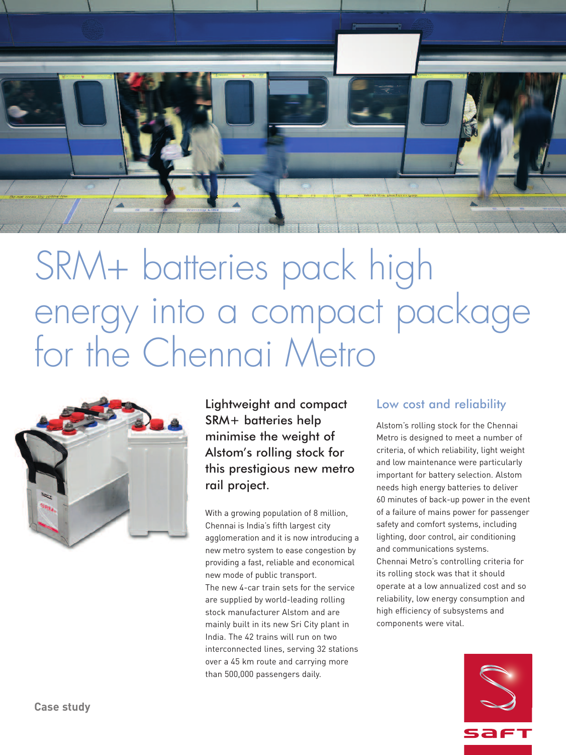# SRM+ batteries pack high energy into a compact package for the Chennai Metro

**Lightweight and compact SRM+ batteries help minimise the weight of Alstom's rolling stock for this prestigious new metro rail project.**

With a growing population of 8 million, Chennai is India's fifth largest city agglomeration and it is now introducing a new metro system to ease congestion by providing a fast, reliable and economical new mode of public transport.

The new 4-car train sets for the service are supplied by world-leading rolling stock manufacturer Alstom and are mainly built in its new Sri City plant in India. The 42 trains will run on two interconnected lines, serving 32 stations over a 45 km route and carrying more than 500,000 passengers daily.

## Low cost and reliability

Alstom's rolling stock for the Chennai Metro is designed to meet a number of criteria, of which reliability, light weight and low maintenance were particularly important for battery selection. Alstom needs high energy batteries to deliver 60 minutes of back-up power in the event of a failure of mains power for passenger safety and comfort systems, including lighting, door control, air conditioning and communications systems.

Chennai Metro's controlling criteria for its rolling stock was that it should operate at a low annualized cost and so reliability, low energy consumption and high efficiency of subsystems and components were vital.

Case study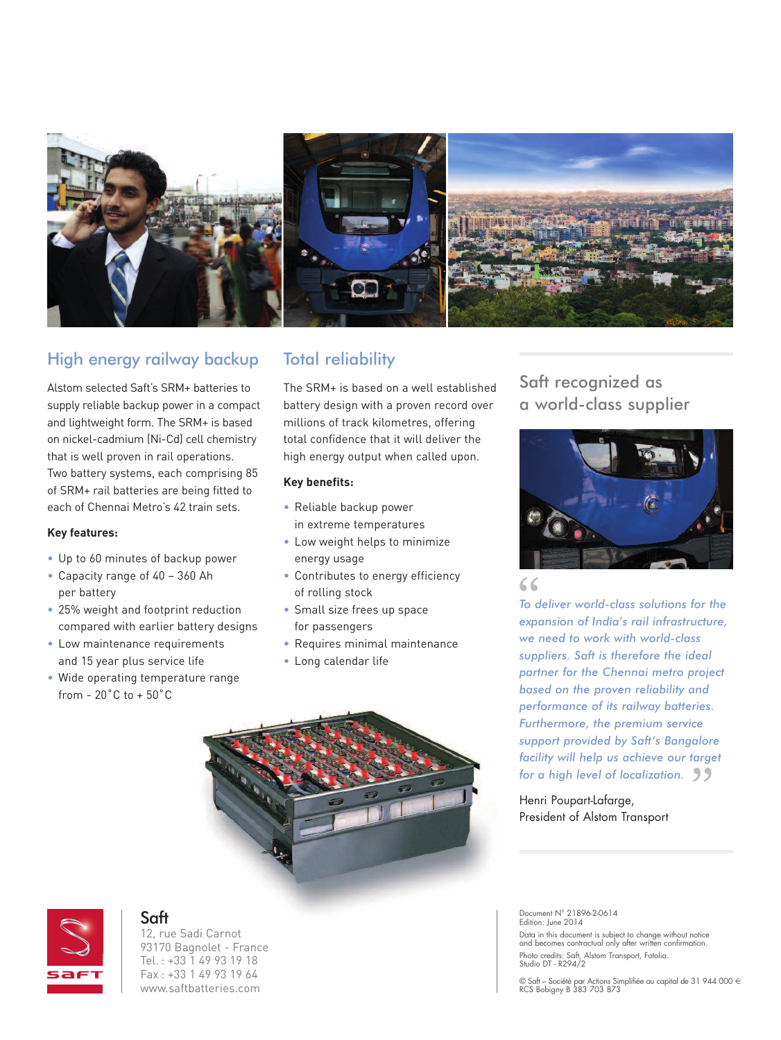## High energy railway backup

Alstom selected Saft's SRM+ batteries to supply reliable backup power in a compact and lightweight form. The SRM+ is based on nickel-cadmium (Ni-Cd) cell chemistry that is well proven in rail operations. Two battery systems, each comprising 85 of SRM+ rail batteries are being fitted to each of Chennai Metro's 42 train sets.

**Key features:**

- Up to 60 minutes of backup power
- Capacity range of 40 – 360 Ah per battery
- 25% weight and footprint reduction compared with earlier battery designs
- Low maintenance requirements and 15 year plus service life
- Wide operating temperature range from - 20˚C to + 50˚C

## Total reliability

The SRM+ is based on a well established battery design with a proven record over millions of track kilometres, offering total confidence that it will deliver the high energy output when called upon.

**Key benefits:**

- Reliable backup power in extreme temperatures
- Low weight helps to minimize energy usage
- Contributes to energy efficiency of rolling stock
- Small size frees up space for passengers
- Requires minimal maintenance
- Long calendar life

## Saft recognized as a world-class supplier

*"To deliver world-class solutions for the expansion of India's rail infrastructure, we need to work with world-class suppliers. Saft is therefore the ideal partner for the Chennai metro project based on the proven reliability and performance of its railway batteries. Furthermore, the premium service support provided by Saft's Bangalore facility will help us achieve our target for a high level of localization."*

Henri Poupart-Lafarge,
President of Alstom Transport

**Saft**
12, rue Sadi Carnot
93170 Bagnolet - France
Tel. : +33 1 49 93 19 18
Fax : +33 1 49 93 19 64
www.saftbatteries.com

Document N° 21896-2-0614
Edition: June 2014

Data in this document is subject to change without notice and becomes contractual only after written confirmation.

Photo credits: Saft, Alstom Transport, Fotolia.
Studio DT - R294/2

© Saft – Société par Actions Simplifiée au capital de 31 944 000 €
RCS Bobigny B 383 703 873